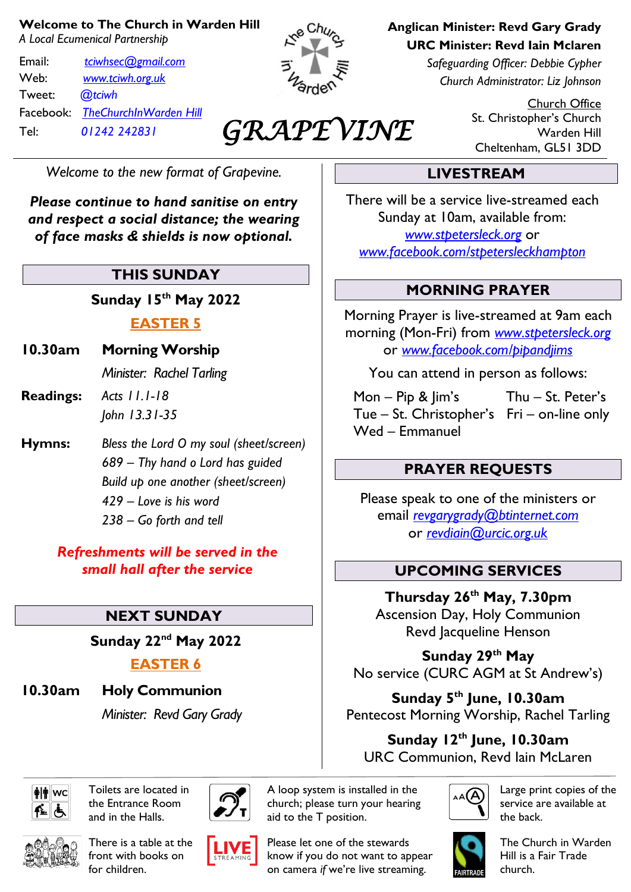**Welcome to The Church in Warden Hill**
*A Local Ecumenical Partnership*

Email: *tciwhsec@gmail.com*
Web: *www.tciwh.org.uk*
Tweet: *@tciwh*
Facebook: *TheChurchInWarden Hill*
Tel: *01242 242831*

# GRAPEVINE

**Anglican Minister: Revd Gary Grady**
**URC Minister: Revd Iain Mclaren**
*Safeguarding Officer: Debbie Cypher*
*Church Administrator: Liz Johnson*

Church Office
St. Christopher's Church
Warden Hill
Cheltenham, GL51 3DD

*Welcome to the new format of Grapevine.*

***Please continue to hand sanitise on entry and respect a social distance; the wearing of face masks & shields is now optional.***

## THIS SUNDAY

**Sunday 15th May 2022**

**EASTER 5**

**10.30am** **Morning Worship**
*Minister: Rachel Tarling*

**Readings:** *Acts 11.1-18*
*John 13.31-35*

**Hymns:** *Bless the Lord O my soul (sheet/screen)*
*689 – Thy hand o Lord has guided*
*Build up one another (sheet/screen)*
*429 – Love is his word*
*238 – Go forth and tell*

***Refreshments will be served in the small hall after the service***

## NEXT SUNDAY

**Sunday 22nd May 2022**

**EASTER 6**

**10.30am** **Holy Communion**
*Minister: Revd Gary Grady*

## LIVESTREAM

There will be a service live-streamed each Sunday at 10am, available from:
*www.stpetersleck.org* or
*www.facebook.com/stpetersleckhampton*

## MORNING PRAYER

Morning Prayer is live-streamed at 9am each morning (Mon-Fri) from *www.stpetersleck.org* or *www.facebook.com/pipandjims*

You can attend in person as follows:

Mon – Pip & Jim's
Tue – St. Christopher's
Wed – Emmanuel
Thu – St. Peter's
Fri – on-line only

## PRAYER REQUESTS

Please speak to one of the ministers or email *revgarygrady@btinternet.com* or *revdiain@urcic.org.uk*

## UPCOMING SERVICES

**Thursday 26th May, 7.30pm**
Ascension Day, Holy Communion
Revd Jacqueline Henson

**Sunday 29th May**
No service (CURC AGM at St Andrew's)

**Sunday 5th June, 10.30am**
Pentecost Morning Worship, Rachel Tarling

**Sunday 12th June, 10.30am**
URC Communion, Revd Iain McLaren

Toilets are located in the Entrance Room and in the Halls.

A loop system is installed in the church; please turn your hearing aid to the T position.

Large print copies of the service are available at the back.

There is a table at the front with books on for children.

Please let one of the stewards know if you do not want to appear on camera *if* we're live streaming.

The Church in Warden Hill is a Fair Trade church.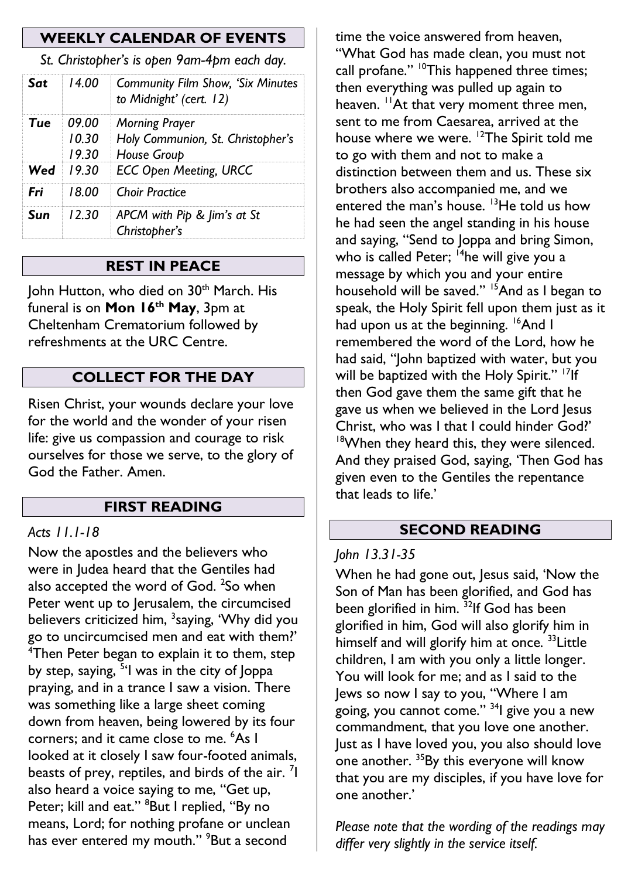## WEEKLY CALENDAR OF EVENTS

*St. Christopher's is open 9am-4pm each day.*

| Day | Time | Event |
|---|---|---|
| ***Sat*** | *14.00* | *Community Film Show, 'Six Minutes to Midnight' (cert. 12)* |
| ***Tue*** | *09.00*<br>*10.30*<br>*19.30* | *Morning Prayer*<br>*Holy Communion, St. Christopher's*<br>*House Group* |
| ***Wed*** | *19.30* | *ECC Open Meeting, URCC* |
| ***Fri*** | *18.00* | *Choir Practice* |
| ***Sun*** | *12.30* | *APCM with Pip & Jim's at St Christopher's* |

## REST IN PEACE

John Hutton, who died on 30th March. His funeral is on **Mon 16th May**, 3pm at Cheltenham Crematorium followed by refreshments at the URC Centre.

## COLLECT FOR THE DAY

Risen Christ, your wounds declare your love for the world and the wonder of your risen life: give us compassion and courage to risk ourselves for those we serve, to the glory of God the Father. Amen.

## FIRST READING

*Acts 11.1-18*

Now the apostles and the believers who were in Judea heard that the Gentiles had also accepted the word of God. [2]So when Peter went up to Jerusalem, the circumcised believers criticized him, [3]saying, 'Why did you go to uncircumcised men and eat with them?' [4]Then Peter began to explain it to them, step by step, saying, [5]'I was in the city of Joppa praying, and in a trance I saw a vision. There was something like a large sheet coming down from heaven, being lowered by its four corners; and it came close to me. [6]As I looked at it closely I saw four-footed animals, beasts of prey, reptiles, and birds of the air. [7]I also heard a voice saying to me, "Get up, Peter; kill and eat." [8]But I replied, "By no means, Lord; for nothing profane or unclean has ever entered my mouth." [9]But a second time the voice answered from heaven, "What God has made clean, you must not call profane." [10]This happened three times; then everything was pulled up again to heaven. [11]At that very moment three men, sent to me from Caesarea, arrived at the house where we were. [12]The Spirit told me to go with them and not to make a distinction between them and us. These six brothers also accompanied me, and we entered the man's house. [13]He told us how he had seen the angel standing in his house and saying, "Send to Joppa and bring Simon, who is called Peter; [14]he will give you a message by which you and your entire household will be saved." [15]And as I began to speak, the Holy Spirit fell upon them just as it had upon us at the beginning. [16]And I remembered the word of the Lord, how he had said, "John baptized with water, but you will be baptized with the Holy Spirit." [17]If then God gave them the same gift that he gave us when we believed in the Lord Jesus Christ, who was I that I could hinder God?' [18]When they heard this, they were silenced. And they praised God, saying, 'Then God has given even to the Gentiles the repentance that leads to life.'

## SECOND READING

*John 13.31-35*

When he had gone out, Jesus said, 'Now the Son of Man has been glorified, and God has been glorified in him. [32]If God has been glorified in him, God will also glorify him in himself and will glorify him at once. [33]Little children, I am with you only a little longer. You will look for me; and as I said to the Jews so now I say to you, "Where I am going, you cannot come." [34]I give you a new commandment, that you love one another. Just as I have loved you, you also should love one another. [35]By this everyone will know that you are my disciples, if you have love for one another.'

*Please note that the wording of the readings may differ very slightly in the service itself.*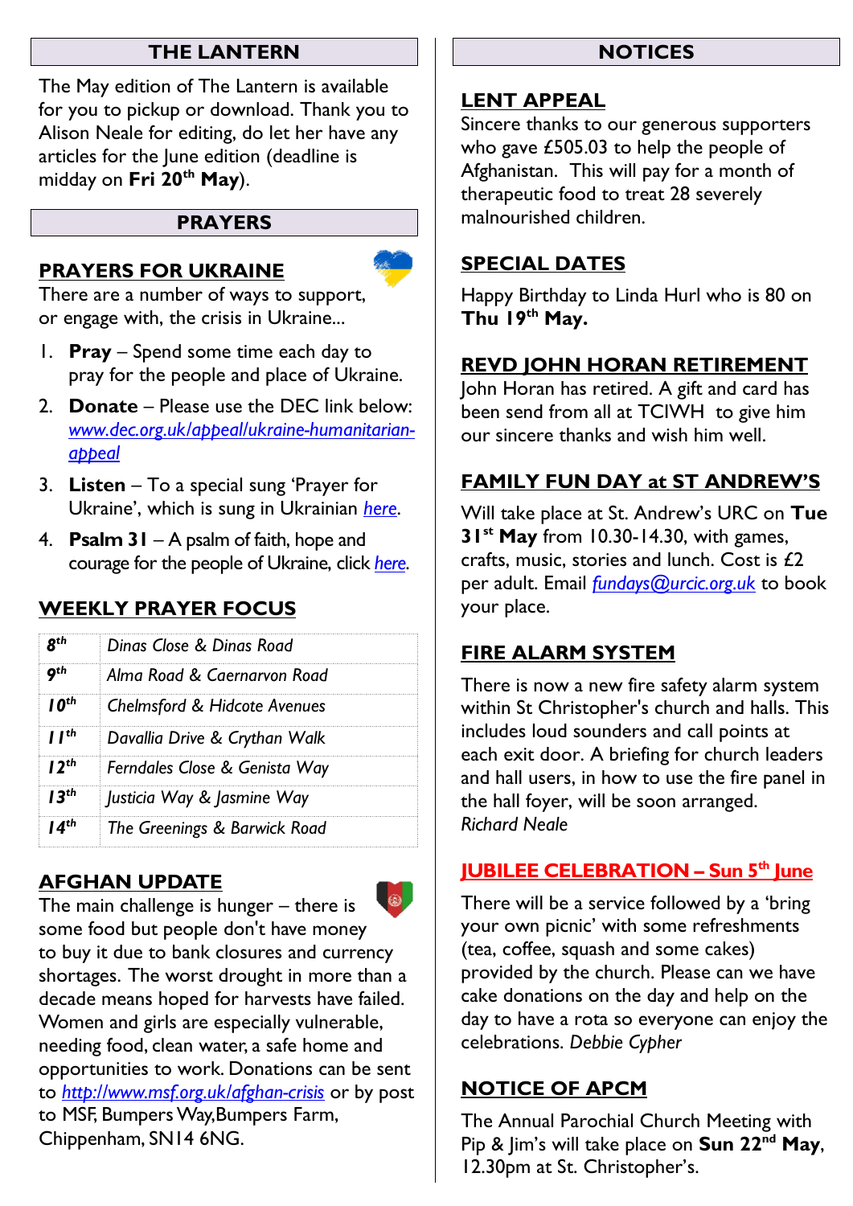## THE LANTERN

The May edition of The Lantern is available for you to pickup or download. Thank you to Alison Neale for editing, do let her have any articles for the June edition (deadline is midday on **Fri 20th May**).

## PRAYERS

### PRAYERS FOR UKRAINE

There are a number of ways to support, or engage with, the crisis in Ukraine...

1. **Pray** – Spend some time each day to pray for the people and place of Ukraine.
2. **Donate** – Please use the DEC link below: *www.dec.org.uk/appeal/ukraine-humanitarian-appeal*
3. **Listen** – To a special sung 'Prayer for Ukraine', which is sung in Ukrainian *here*.
4. **Psalm 31** – A psalm of faith, hope and courage for the people of Ukraine, click *here*.

### WEEKLY PRAYER FOCUS

| | |
|---|---|
| **8th** | *Dinas Close & Dinas Road* |
| **9th** | *Alma Road & Caernarvon Road* |
| **10th** | *Chelmsford & Hidcote Avenues* |
| **11th** | *Davallia Drive & Crythan Walk* |
| **12th** | *Ferndales Close & Genista Way* |
| **13th** | *Justicia Way & Jasmine Way* |
| **14th** | *The Greenings & Barwick Road* |

### AFGHAN UPDATE

The main challenge is hunger – there is some food but people don't have money to buy it due to bank closures and currency shortages. The worst drought in more than a decade means hoped for harvests have failed. Women and girls are especially vulnerable, needing food, clean water, a safe home and opportunities to work. Donations can be sent to *http://www.msf.org.uk/afghan-crisis* or by post to MSF, Bumpers Way,Bumpers Farm, Chippenham, SN14 6NG.

## NOTICES

### LENT APPEAL

Sincere thanks to our generous supporters who gave £505.03 to help the people of Afghanistan. This will pay for a month of therapeutic food to treat 28 severely malnourished children.

### SPECIAL DATES

Happy Birthday to Linda Hurl who is 80 on **Thu 19th May.**

### REVD JOHN HORAN RETIREMENT

John Horan has retired. A gift and card has been send from all at TCIWH to give him our sincere thanks and wish him well.

### FAMILY FUN DAY at ST ANDREW'S

Will take place at St. Andrew's URC on **Tue 31st May** from 10.30-14.30, with games, crafts, music, stories and lunch. Cost is £2 per adult. Email *fundays@urcic.org.uk* to book your place.

### FIRE ALARM SYSTEM

There is now a new fire safety alarm system within St Christopher's church and halls. This includes loud sounders and call points at each exit door. A briefing for church leaders and hall users, in how to use the fire panel in the hall foyer, will be soon arranged. *Richard Neale*

### JUBILEE CELEBRATION – Sun 5th June

There will be a service followed by a 'bring your own picnic' with some refreshments (tea, coffee, squash and some cakes) provided by the church. Please can we have cake donations on the day and help on the day to have a rota so everyone can enjoy the celebrations. *Debbie Cypher*

### NOTICE OF APCM

The Annual Parochial Church Meeting with Pip & Jim's will take place on **Sun 22nd May**, 12.30pm at St. Christopher's.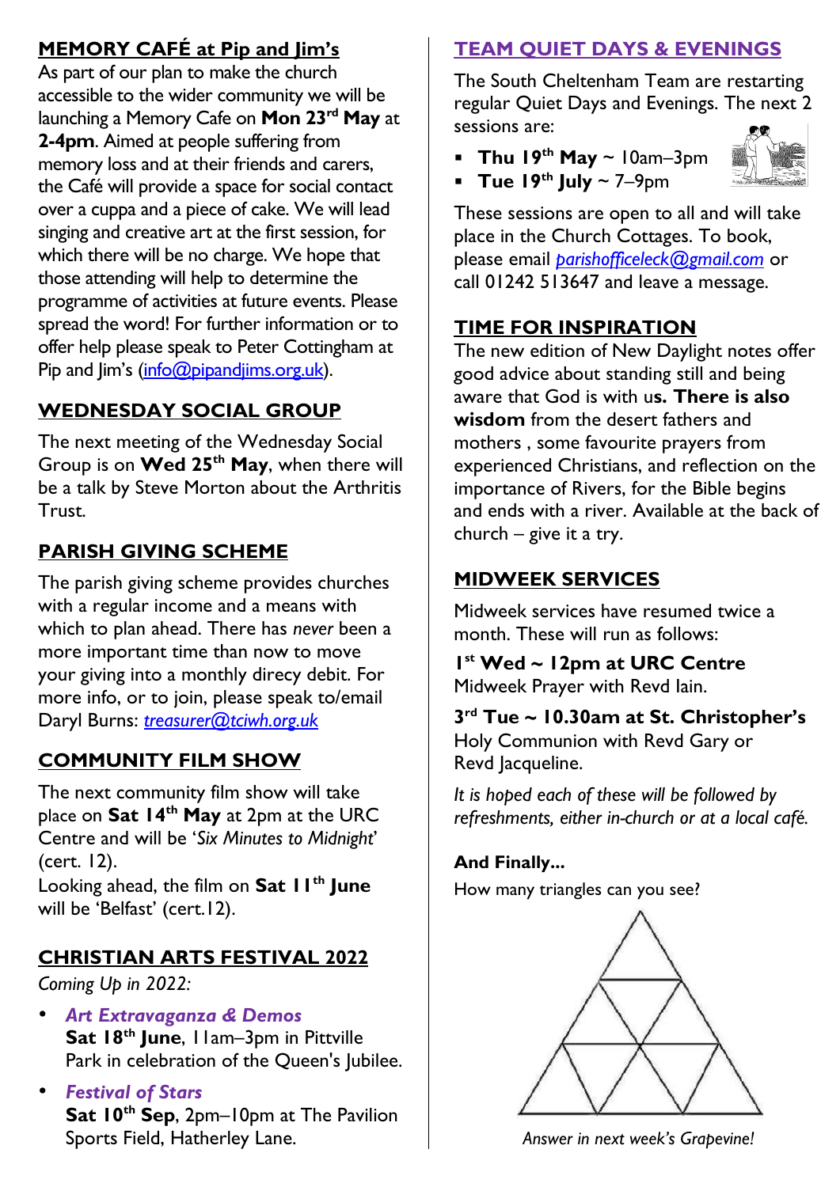## MEMORY CAFÉ at Pip and Jim's

As part of our plan to make the church accessible to the wider community we will be launching a Memory Cafe on **Mon 23rd May** at **2-4pm**. Aimed at people suffering from memory loss and at their friends and carers, the Café will provide a space for social contact over a cuppa and a piece of cake. We will lead singing and creative art at the first session, for which there will be no charge. We hope that those attending will help to determine the programme of activities at future events. Please spread the word! For further information or to offer help please speak to Peter Cottingham at Pip and Jim's (info@pipandjims.org.uk).

## WEDNESDAY SOCIAL GROUP

The next meeting of the Wednesday Social Group is on **Wed 25th May**, when there will be a talk by Steve Morton about the Arthritis Trust.

## PARISH GIVING SCHEME

The parish giving scheme provides churches with a regular income and a means with which to plan ahead. There has *never* been a more important time than now to move your giving into a monthly direcy debit. For more info, or to join, please speak to/email Daryl Burns: *treasurer@tciwh.org.uk*

## COMMUNITY FILM SHOW

The next community film show will take place on **Sat 14th May** at 2pm at the URC Centre and will be '*Six Minutes to Midnight*' (cert. 12).
Looking ahead, the film on **Sat 11th June** will be 'Belfast' (cert.12).

## CHRISTIAN ARTS FESTIVAL 2022

*Coming Up in 2022:*

- ***Art Extravaganza & Demos***
  **Sat 18th June**, 11am–3pm in Pittville Park in celebration of the Queen's Jubilee.
- ***Festival of Stars***
  **Sat 10th Sep**, 2pm–10pm at The Pavilion Sports Field, Hatherley Lane.

## TEAM QUIET DAYS & EVENINGS

The South Cheltenham Team are restarting regular Quiet Days and Evenings. The next 2 sessions are:

- **Thu 19th May** ~ 10am–3pm
- **Tue 19th July** ~ 7–9pm

These sessions are open to all and will take place in the Church Cottages. To book, please email *parishofficeleck@gmail.com* or call 01242 513647 and leave a message.

## TIME FOR INSPIRATION

The new edition of New Daylight notes offer good advice about standing still and being aware that God is with u**s. There is also wisdom** from the desert fathers and mothers , some favourite prayers from experienced Christians, and reflection on the importance of Rivers, for the Bible begins and ends with a river. Available at the back of church – give it a try.

## MIDWEEK SERVICES

Midweek services have resumed twice a month. These will run as follows:

**1st Wed ~ 12pm at URC Centre**
Midweek Prayer with Revd Iain.

**3rd Tue ~ 10.30am at St. Christopher's**
Holy Communion with Revd Gary or Revd Jacqueline.

*It is hoped each of these will be followed by refreshments, either in-church or at a local café.*

### And Finally...

How many triangles can you see?

*Answer in next week's Grapevine!*